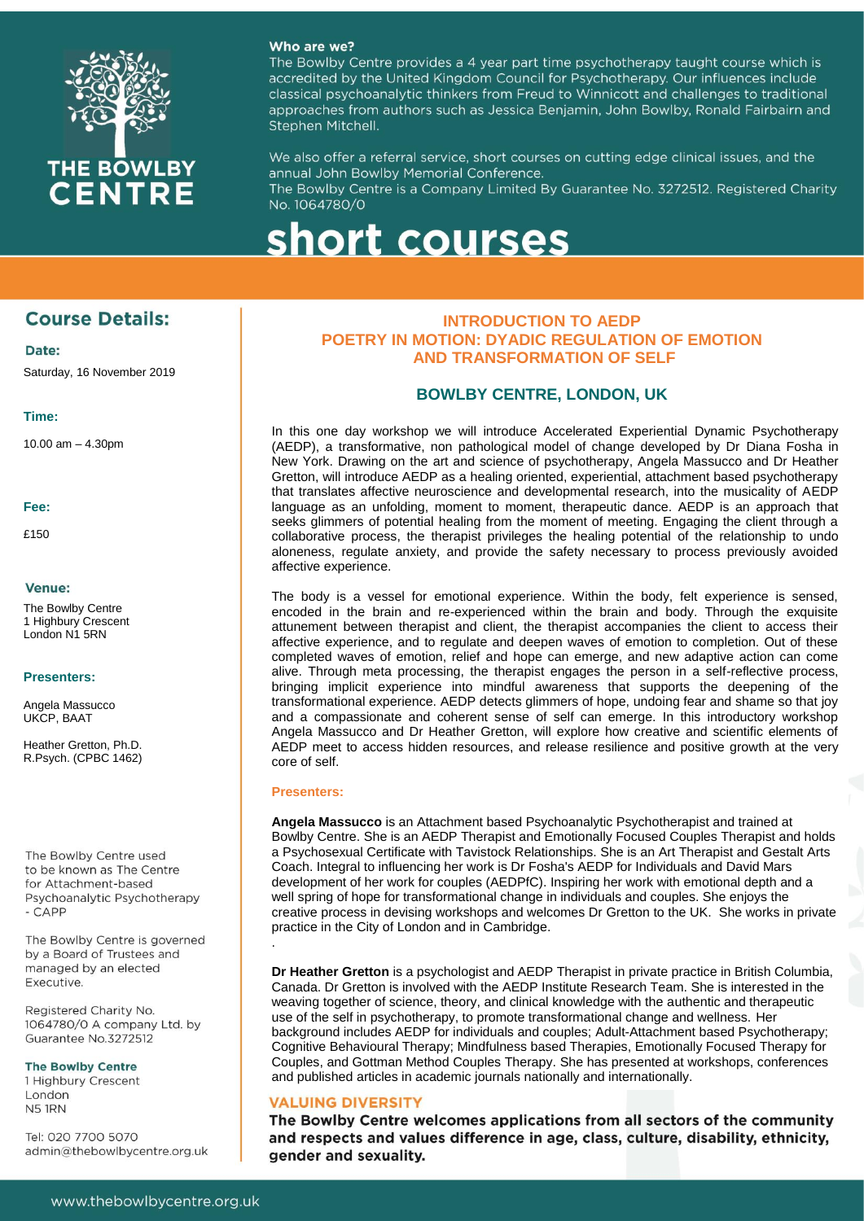THE BOWLBY CENTRE

**Who are we?**

The Bowlby Centre provides a 4 year part time psychotherapy taught course which is accredited by the United Kingdom Council for Psychotherapy. Our influences include classical psychoanalytic thinkers from Freud to Winnicott and challenges to traditional approaches from authors such as Jessica Benjamin, John Bowlby, Ronald Fairbairn and Stephen Mitchell.

We also offer a referral service, short courses on cutting edge clinical issues, and the annual John Bowlby Memorial Conference.
The Bowlby Centre is a Company Limited By Guarantee No. 3272512. Registered Charity No. 1064780/0

# short courses

## Course Details:

**Date:**

Saturday, 16 November 2019

**Time:**

10.00 am – 4.30pm

**Fee:**

£150

**Venue:**

The Bowlby Centre
1 Highbury Crescent
London N1 5RN

**Presenters:**

Angela Massucco
UKCP, BAAT

Heather Gretton, Ph.D.
R.Psych. (CPBC 1462)

The Bowlby Centre used to be known as The Centre for Attachment-based Psychoanalytic Psychotherapy - CAPP

The Bowlby Centre is governed by a Board of Trustees and managed by an elected Executive.

Registered Charity No. 1064780/0 A company Ltd. by Guarantee No.3272512

**The Bowlby Centre**
1 Highbury Crescent
London
N5 1RN

Tel: 020 7700 5070
admin@thebowlbycentre.org.uk

## INTRODUCTION TO AEDP
## POETRY IN MOTION: DYADIC REGULATION OF EMOTION AND TRANSFORMATION OF SELF

### BOWLBY CENTRE, LONDON, UK

In this one day workshop we will introduce Accelerated Experiential Dynamic Psychotherapy (AEDP), a transformative, non pathological model of change developed by Dr Diana Fosha in New York. Drawing on the art and science of psychotherapy, Angela Massucco and Dr Heather Gretton, will introduce AEDP as a healing oriented, experiential, attachment based psychotherapy that translates affective neuroscience and developmental research, into the musicality of AEDP language as an unfolding, moment to moment, therapeutic dance. AEDP is an approach that seeks glimmers of potential healing from the moment of meeting. Engaging the client through a collaborative process, the therapist privileges the healing potential of the relationship to undo aloneness, regulate anxiety, and provide the safety necessary to process previously avoided affective experience.

The body is a vessel for emotional experience. Within the body, felt experience is sensed, encoded in the brain and re-experienced within the brain and body. Through the exquisite attunement between therapist and client, the therapist accompanies the client to access their affective experience, and to regulate and deepen waves of emotion to completion. Out of these completed waves of emotion, relief and hope can emerge, and new adaptive action can come alive. Through meta processing, the therapist engages the person in a self-reflective process, bringing implicit experience into mindful awareness that supports the deepening of the transformational experience. AEDP detects glimmers of hope, undoing fear and shame so that joy and a compassionate and coherent sense of self can emerge. In this introductory workshop Angela Massucco and Dr Heather Gretton, will explore how creative and scientific elements of AEDP meet to access hidden resources, and release resilience and positive growth at the very core of self.

**Presenters:**

**Angela Massucco** is an Attachment based Psychoanalytic Psychotherapist and trained at Bowlby Centre. She is an AEDP Therapist and Emotionally Focused Couples Therapist and holds a Psychosexual Certificate with Tavistock Relationships. She is an Art Therapist and Gestalt Arts Coach. Integral to influencing her work is Dr Fosha's AEDP for Individuals and David Mars development of her work for couples (AEDPfC). Inspiring her work with emotional depth and a well spring of hope for transformational change in individuals and couples. She enjoys the creative process in devising workshops and welcomes Dr Gretton to the UK. She works in private practice in the City of London and in Cambridge.

**Dr Heather Gretton** is a psychologist and AEDP Therapist in private practice in British Columbia, Canada. Dr Gretton is involved with the AEDP Institute Research Team. She is interested in the weaving together of science, theory, and clinical knowledge with the authentic and therapeutic use of the self in psychotherapy, to promote transformational change and wellness. Her background includes AEDP for individuals and couples; Adult-Attachment based Psychotherapy; Cognitive Behavioural Therapy; Mindfulness based Therapies, Emotionally Focused Therapy for Couples, and Gottman Method Couples Therapy. She has presented at workshops, conferences and published articles in academic journals nationally and internationally.

**VALUING DIVERSITY**

**The Bowlby Centre welcomes applications from all sectors of the community and respects and values difference in age, class, culture, disability, ethnicity, gender and sexuality.**

www.thebowlbycentre.org.uk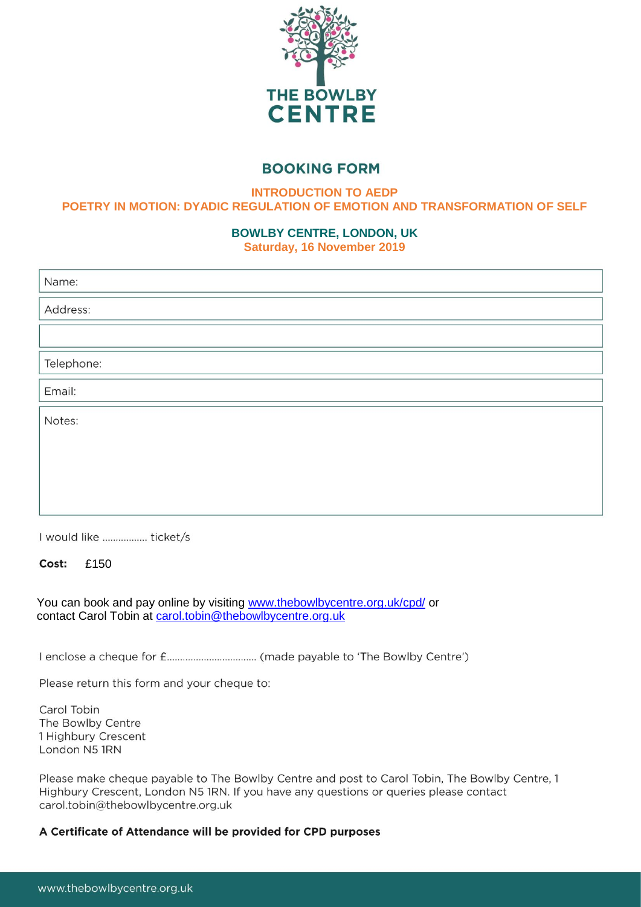THE BOWLBY CENTRE

# BOOKING FORM

## INTRODUCTION TO AEDP
## POETRY IN MOTION: DYADIC REGULATION OF EMOTION AND TRANSFORMATION OF SELF

**BOWLBY CENTRE, LONDON, UK**
**Saturday, 16 November 2019**

| |
|---|
| Name: |
| Address: |
| |
| Telephone: |
| Email: |
| Notes: |

I would like ................. ticket/s

**Cost:** £150

You can book and pay online by visiting www.thebowlbycentre.org.uk/cpd/ or contact Carol Tobin at carol.tobin@thebowlbycentre.org.uk

I enclose a cheque for £................................. (made payable to 'The Bowlby Centre')

Please return this form and your cheque to:

Carol Tobin
The Bowlby Centre
1 Highbury Crescent
London N5 1RN

Please make cheque payable to The Bowlby Centre and post to Carol Tobin, The Bowlby Centre, 1 Highbury Crescent, London N5 1RN. If you have any questions or queries please contact carol.tobin@thebowlbycentre.org.uk

**A Certificate of Attendance will be provided for CPD purposes**

www.thebowlbycentre.org.uk